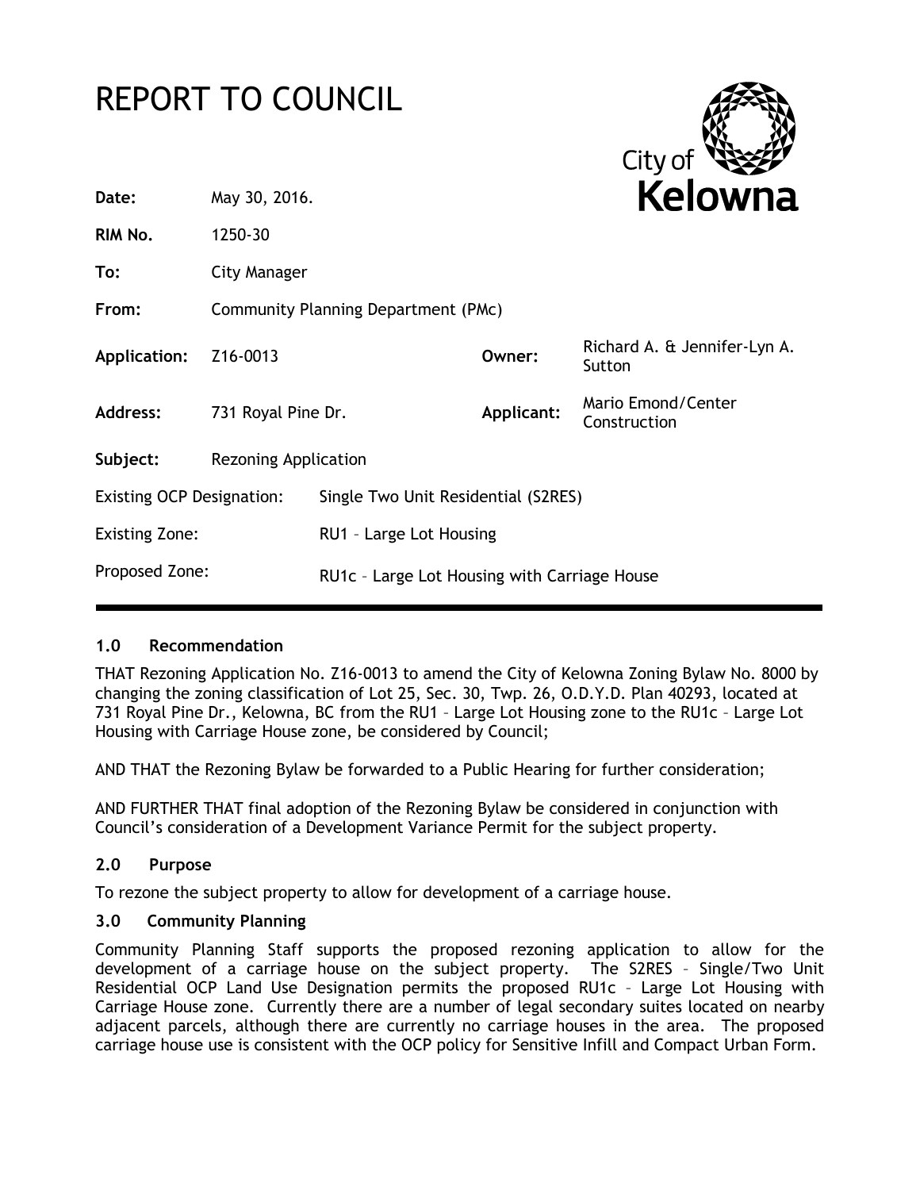# REPORT TO COUNCIL

City of **Kelowna**

| | | | |
|---|---|---|---|
| **Date:** | May 30, 2016. | | |
| **RIM No.** | 1250-30 | | |
| **To:** | City Manager | | |
| **From:** | Community Planning Department (PMc) | | |
| **Application:** | Z16-0013 | **Owner:** | Richard A. & Jennifer-Lyn A. Sutton |
| **Address:** | 731 Royal Pine Dr. | **Applicant:** | Mario Emond/Center Construction |
| **Subject:** | Rezoning Application | | |
| Existing OCP Designation: | Single Two Unit Residential (S2RES) | | |
| Existing Zone: | RU1 – Large Lot Housing | | |
| Proposed Zone: | RU1c – Large Lot Housing with Carriage House | | |

## 1.0 Recommendation

THAT Rezoning Application No. Z16-0013 to amend the City of Kelowna Zoning Bylaw No. 8000 by changing the zoning classification of Lot 25, Sec. 30, Twp. 26, O.D.Y.D. Plan 40293, located at 731 Royal Pine Dr., Kelowna, BC from the RU1 – Large Lot Housing zone to the RU1c – Large Lot Housing with Carriage House zone, be considered by Council;

AND THAT the Rezoning Bylaw be forwarded to a Public Hearing for further consideration;

AND FURTHER THAT final adoption of the Rezoning Bylaw be considered in conjunction with Council's consideration of a Development Variance Permit for the subject property.

## 2.0 Purpose

To rezone the subject property to allow for development of a carriage house.

## 3.0 Community Planning

Community Planning Staff supports the proposed rezoning application to allow for the development of a carriage house on the subject property. The S2RES – Single/Two Unit Residential OCP Land Use Designation permits the proposed RU1c – Large Lot Housing with Carriage House zone. Currently there are a number of legal secondary suites located on nearby adjacent parcels, although there are currently no carriage houses in the area. The proposed carriage house use is consistent with the OCP policy for Sensitive Infill and Compact Urban Form.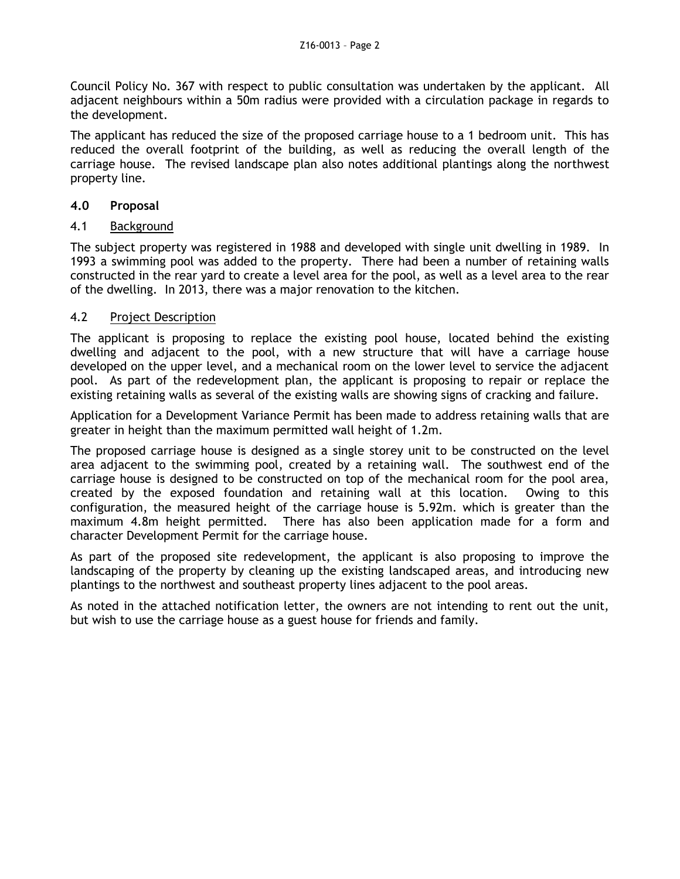Council Policy No. 367 with respect to public consultation was undertaken by the applicant. All adjacent neighbours within a 50m radius were provided with a circulation package in regards to the development.

The applicant has reduced the size of the proposed carriage house to a 1 bedroom unit. This has reduced the overall footprint of the building, as well as reducing the overall length of the carriage house. The revised landscape plan also notes additional plantings along the northwest property line.

## 4.0 Proposal

### 4.1 Background

The subject property was registered in 1988 and developed with single unit dwelling in 1989. In 1993 a swimming pool was added to the property. There had been a number of retaining walls constructed in the rear yard to create a level area for the pool, as well as a level area to the rear of the dwelling. In 2013, there was a major renovation to the kitchen.

### 4.2 Project Description

The applicant is proposing to replace the existing pool house, located behind the existing dwelling and adjacent to the pool, with a new structure that will have a carriage house developed on the upper level, and a mechanical room on the lower level to service the adjacent pool. As part of the redevelopment plan, the applicant is proposing to repair or replace the existing retaining walls as several of the existing walls are showing signs of cracking and failure.

Application for a Development Variance Permit has been made to address retaining walls that are greater in height than the maximum permitted wall height of 1.2m.

The proposed carriage house is designed as a single storey unit to be constructed on the level area adjacent to the swimming pool, created by a retaining wall. The southwest end of the carriage house is designed to be constructed on top of the mechanical room for the pool area, created by the exposed foundation and retaining wall at this location. Owing to this configuration, the measured height of the carriage house is 5.92m. which is greater than the maximum 4.8m height permitted. There has also been application made for a form and character Development Permit for the carriage house.

As part of the proposed site redevelopment, the applicant is also proposing to improve the landscaping of the property by cleaning up the existing landscaped areas, and introducing new plantings to the northwest and southeast property lines adjacent to the pool areas.

As noted in the attached notification letter, the owners are not intending to rent out the unit, but wish to use the carriage house as a guest house for friends and family.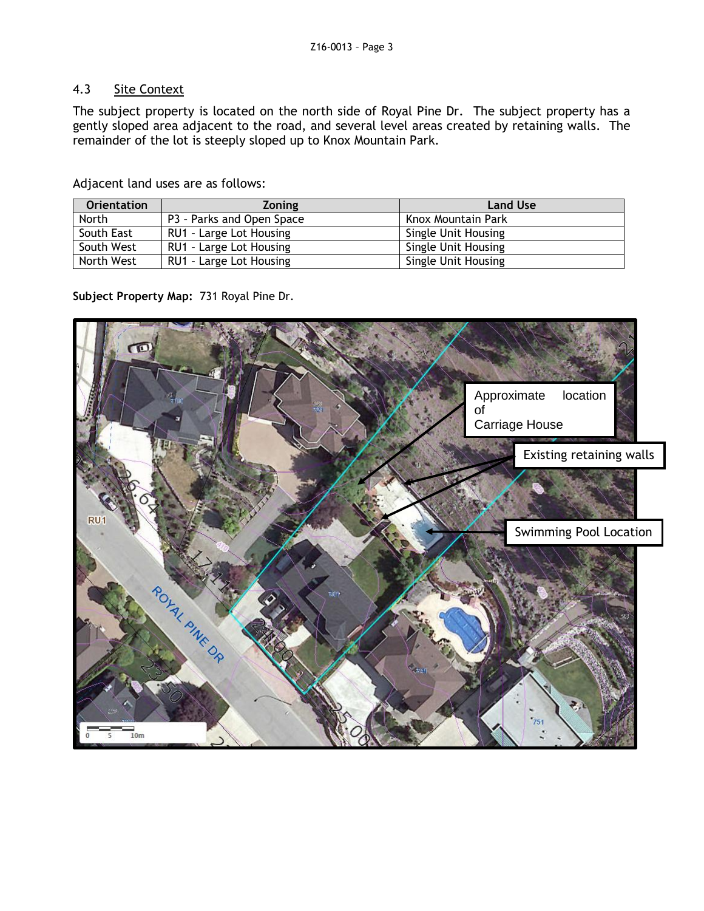## 4.3 Site Context

The subject property is located on the north side of Royal Pine Dr. The subject property has a gently sloped area adjacent to the road, and several level areas created by retaining walls. The remainder of the lot is steeply sloped up to Knox Mountain Park.

Adjacent land uses are as follows:

| Orientation | Zoning | Land Use |
|---|---|---|
| North | P3 – Parks and Open Space | Knox Mountain Park |
| South East | RU1 – Large Lot Housing | Single Unit Housing |
| South West | RU1 – Large Lot Housing | Single Unit Housing |
| North West | RU1 – Large Lot Housing | Single Unit Housing |

**Subject Property Map:** 731 Royal Pine Dr.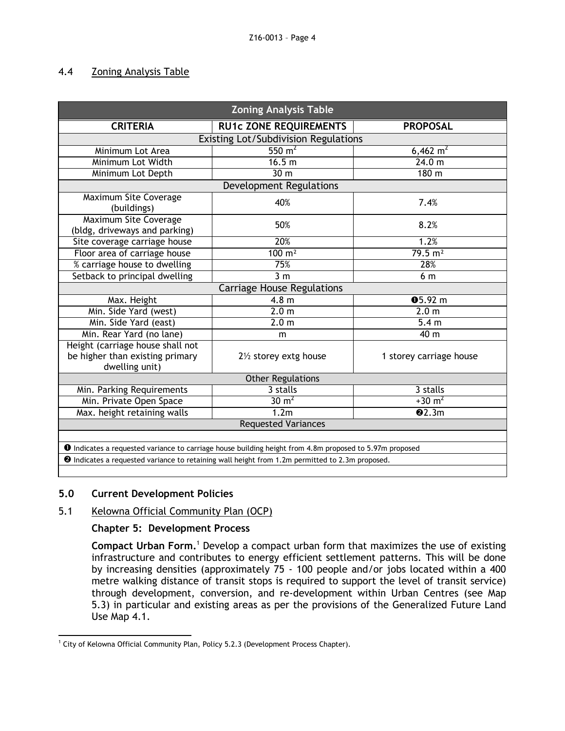### 4.4 Zoning Analysis Table

| Zoning Analysis Table | | |
|---|---|---|
| **CRITERIA** | **RU1c ZONE REQUIREMENTS** | **PROPOSAL** |
| Existing Lot/Subdivision Regulations | | |
| Minimum Lot Area | 550 $m^2$ | 6,462 $m^2$ |
| Minimum Lot Width | 16.5 m | 24.0 m |
| Minimum Lot Depth | 30 m | 180 m |
| Development Regulations | | |
| Maximum Site Coverage (buildings) | 40% | 7.4% |
| Maximum Site Coverage (bldg, driveways and parking) | 50% | 8.2% |
| Site coverage carriage house | 20% | 1.2% |
| Floor area of carriage house | 100 $m^2$ | 79.5 $m^2$ |
| % carriage house to dwelling | 75% | 28% |
| Setback to principal dwelling | 3 m | 6 m |
| Carriage House Regulations | | |
| Max. Height | 4.8 m | ❶5.92 m |
| Min. Side Yard (west) | 2.0 m | 2.0 m |
| Min. Side Yard (east) | 2.0 m | 5.4 m |
| Min. Rear Yard (no lane) | m | 40 m |
| Height (carriage house shall not be higher than existing primary dwelling unit) | 2½ storey extg house | 1 storey carriage house |
| Other Regulations | | |
| Min. Parking Requirements | 3 stalls | 3 stalls |
| Min. Private Open Space | 30 $m^2$ | +30 $m^2$ |
| Max. height retaining walls | 1.2m | ❷2.3m |
| Requested Variances | | |
| ❶ Indicates a requested variance to carriage house building height from 4.8m proposed to 5.97m proposed | | |
| ❷ Indicates a requested variance to retaining wall height from 1.2m permitted to 2.3m proposed. | | |

## 5.0 Current Development Policies

### 5.1 Kelowna Official Community Plan (OCP)

**Chapter 5: Development Process**

**Compact Urban Form.**[1] Develop a compact urban form that maximizes the use of existing infrastructure and contributes to energy efficient settlement patterns. This will be done by increasing densities (approximately 75 - 100 people and/or jobs located within a 400 metre walking distance of transit stops is required to support the level of transit service) through development, conversion, and re-development within Urban Centres (see Map 5.3) in particular and existing areas as per the provisions of the Generalized Future Land Use Map 4.1.

[1] City of Kelowna Official Community Plan, Policy 5.2.3 (Development Process Chapter).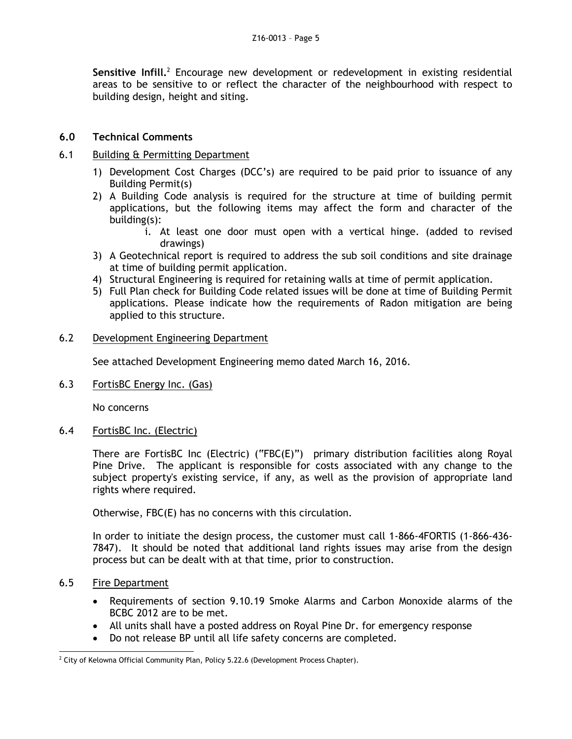**Sensitive Infill.**[2] Encourage new development or redevelopment in existing residential areas to be sensitive to or reflect the character of the neighbourhood with respect to building design, height and siting.

## 6.0 Technical Comments

### 6.1 Building & Permitting Department

1) Development Cost Charges (DCC's) are required to be paid prior to issuance of any Building Permit(s)
2) A Building Code analysis is required for the structure at time of building permit applications, but the following items may affect the form and character of the building(s):
   i. At least one door must open with a vertical hinge. (added to revised drawings)
3) A Geotechnical report is required to address the sub soil conditions and site drainage at time of building permit application.
4) Structural Engineering is required for retaining walls at time of permit application.
5) Full Plan check for Building Code related issues will be done at time of Building Permit applications. Please indicate how the requirements of Radon mitigation are being applied to this structure.

### 6.2 Development Engineering Department

See attached Development Engineering memo dated March 16, 2016.

### 6.3 FortisBC Energy Inc. (Gas)

No concerns

### 6.4 FortisBC Inc. (Electric)

There are FortisBC Inc (Electric) ("FBC(E)") primary distribution facilities along Royal Pine Drive. The applicant is responsible for costs associated with any change to the subject property's existing service, if any, as well as the provision of appropriate land rights where required.

Otherwise, FBC(E) has no concerns with this circulation.

In order to initiate the design process, the customer must call 1-866-4FORTIS (1-866-436-7847). It should be noted that additional land rights issues may arise from the design process but can be dealt with at that time, prior to construction.

### 6.5 Fire Department

- Requirements of section 9.10.19 Smoke Alarms and Carbon Monoxide alarms of the BCBC 2012 are to be met.
- All units shall have a posted address on Royal Pine Dr. for emergency response
- Do not release BP until all life safety concerns are completed.

---

[2] City of Kelowna Official Community Plan, Policy 5.22.6 (Development Process Chapter).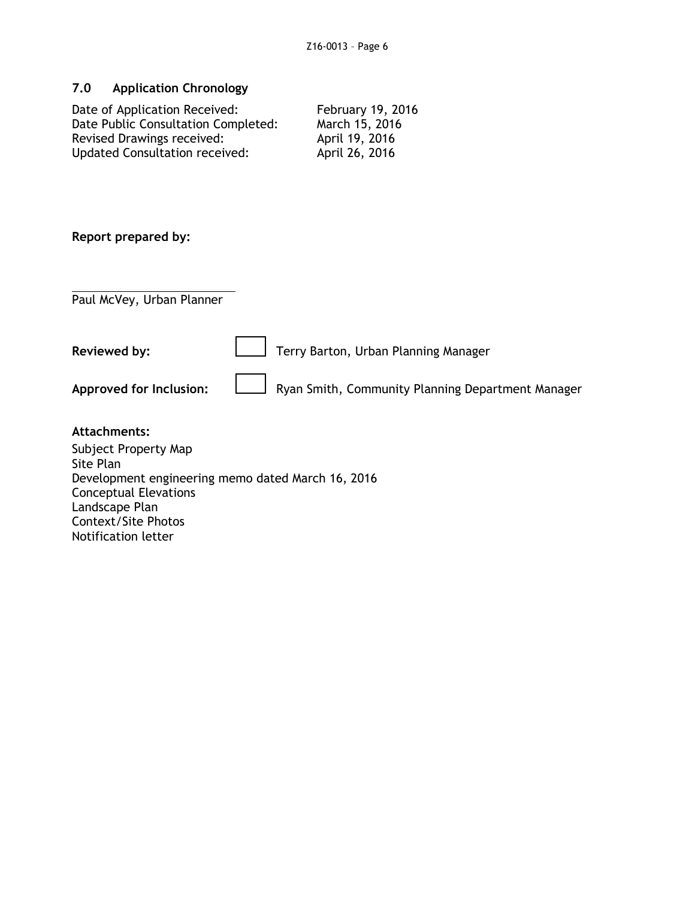## 7.0 Application Chronology

| | |
|---|---|
| Date of Application Received: | February 19, 2016 |
| Date Public Consultation Completed: | March 15, 2016 |
| Revised Drawings received: | April 19, 2016 |
| Updated Consultation received: | April 26, 2016 |

**Report prepared by:**

Paul McVey, Urban Planner

**Reviewed by:** Terry Barton, Urban Planning Manager

**Approved for Inclusion:** Ryan Smith, Community Planning Department Manager

**Attachments:**

Subject Property Map
Site Plan
Development engineering memo dated March 16, 2016
Conceptual Elevations
Landscape Plan
Context/Site Photos
Notification letter